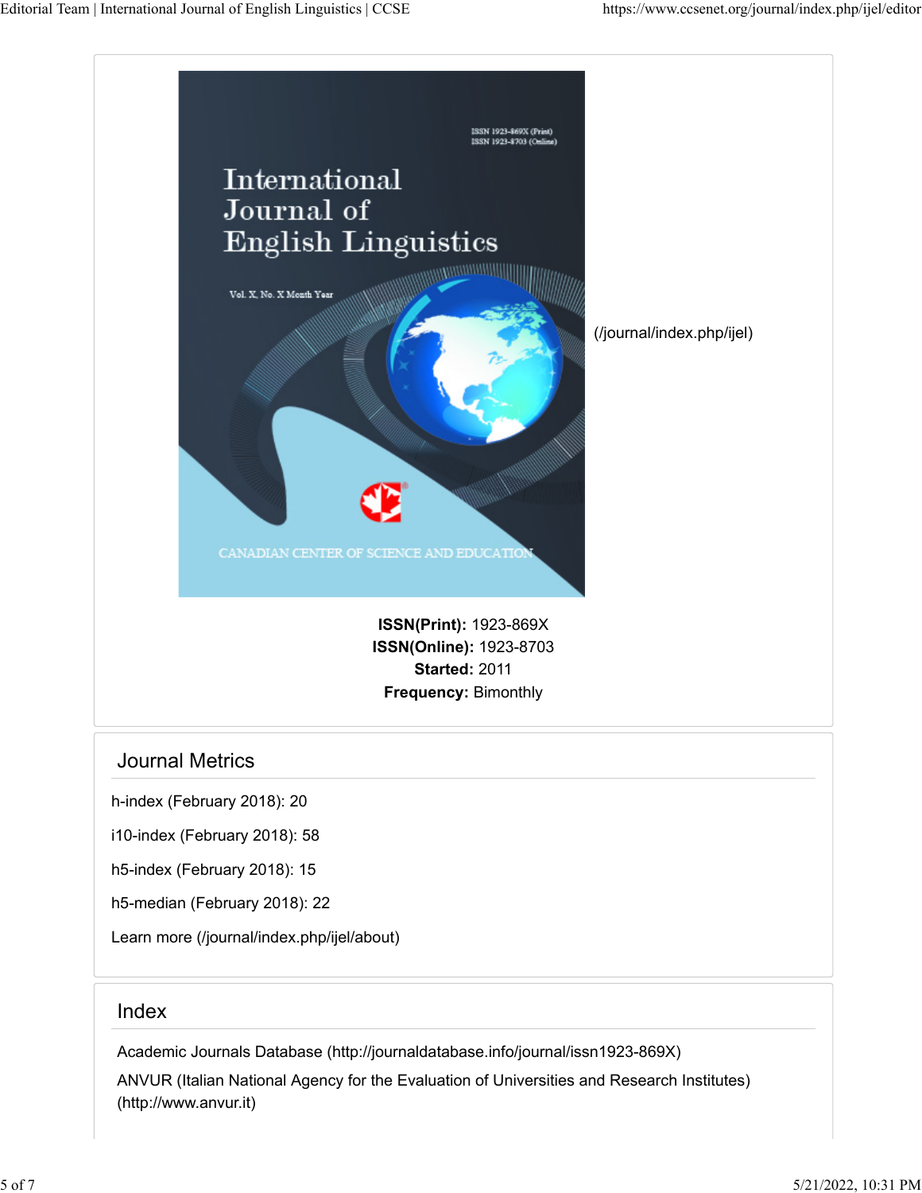(/journal/index.php/ijel)

**ISSN(Print):** 1923-869X
**ISSN(Online):** 1923-8703
**Started:** 2011
**Frequency:** Bimonthly

## Journal Metrics

h-index (February 2018): 20

i10-index (February 2018): 58

h5-index (February 2018): 15

h5-median (February 2018): 22

Learn more (/journal/index.php/ijel/about)

## Index

Academic Journals Database (http://journaldatabase.info/journal/issn1923-869X)

ANVUR (Italian National Agency for the Evaluation of Universities and Research Institutes) (http://www.anvur.it)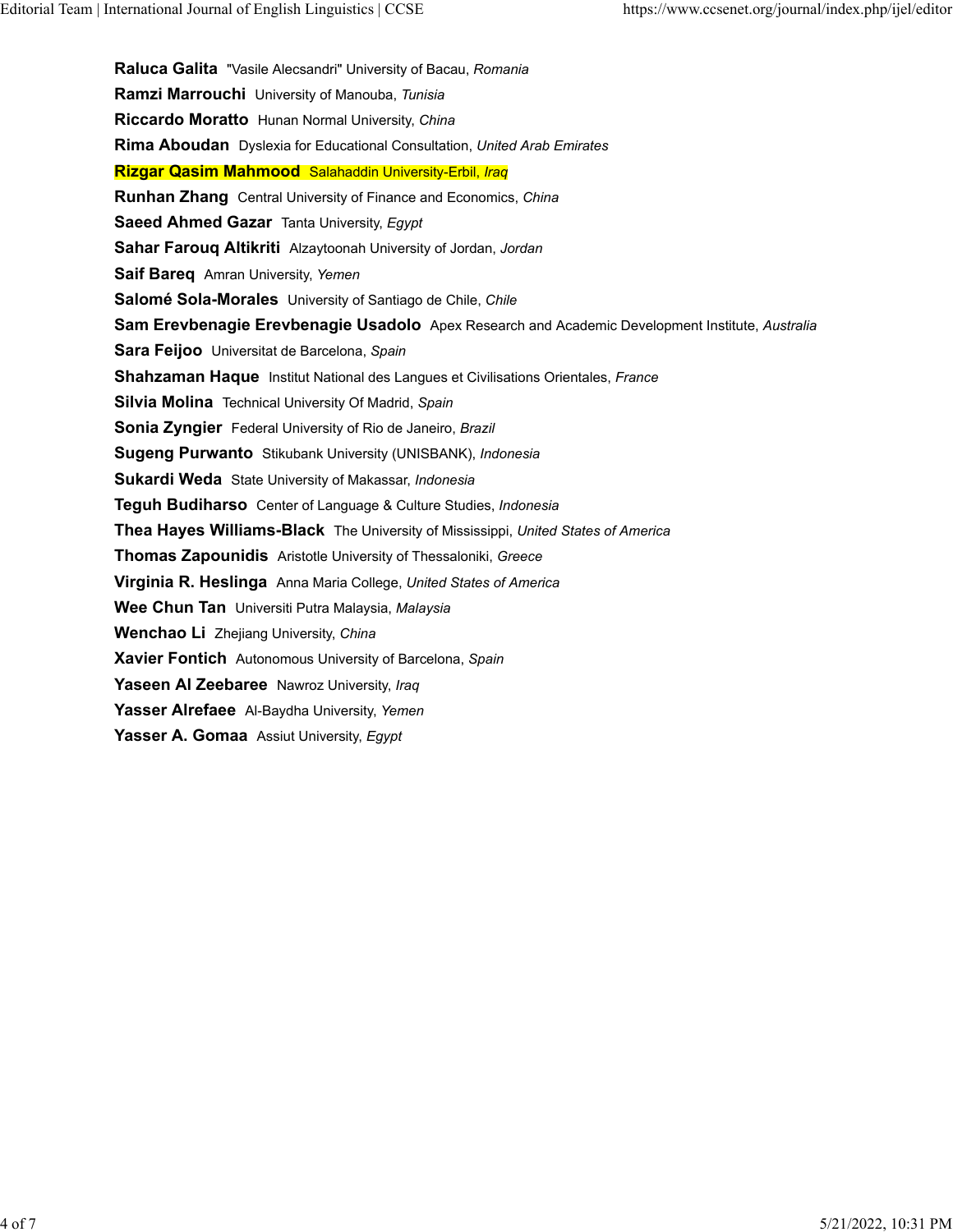**Raluca Galita** "Vasile Alecsandri" University of Bacau, *Romania*

**Ramzi Marrouchi** University of Manouba, *Tunisia*

**Riccardo Moratto** Hunan Normal University, *China*

**Rima Aboudan** Dyslexia for Educational Consultation, *United Arab Emirates*

**Rizgar Qasim Mahmood** Salahaddin University-Erbil, *Iraq*

**Runhan Zhang** Central University of Finance and Economics, *China*

**Saeed Ahmed Gazar** Tanta University, *Egypt*

**Sahar Farouq Altikriti** Alzaytoonah University of Jordan, *Jordan*

**Saif Bareq** Amran University, *Yemen*

**Salomé Sola-Morales** University of Santiago de Chile, *Chile*

**Sam Erevbenagie Erevbenagie Usadolo** Apex Research and Academic Development Institute, *Australia*

**Sara Feijoo** Universitat de Barcelona, *Spain*

**Shahzaman Haque** Institut National des Langues et Civilisations Orientales, *France*

**Silvia Molina** Technical University Of Madrid, *Spain*

**Sonia Zyngier** Federal University of Rio de Janeiro, *Brazil*

**Sugeng Purwanto** Stikubank University (UNISBANK), *Indonesia*

**Sukardi Weda** State University of Makassar, *Indonesia*

**Teguh Budiharso** Center of Language & Culture Studies, *Indonesia*

**Thea Hayes Williams-Black** The University of Mississippi, *United States of America*

**Thomas Zapounidis** Aristotle University of Thessaloniki, *Greece*

**Virginia R. Heslinga** Anna Maria College, *United States of America*

**Wee Chun Tan** Universiti Putra Malaysia, *Malaysia*

**Wenchao Li** Zhejiang University, *China*

**Xavier Fontich** Autonomous University of Barcelona, *Spain*

**Yaseen Al Zeebaree** Nawroz University, *Iraq*

**Yasser Alrefaee** Al-Baydha University, *Yemen*

**Yasser A. Gomaa** Assiut University, *Egypt*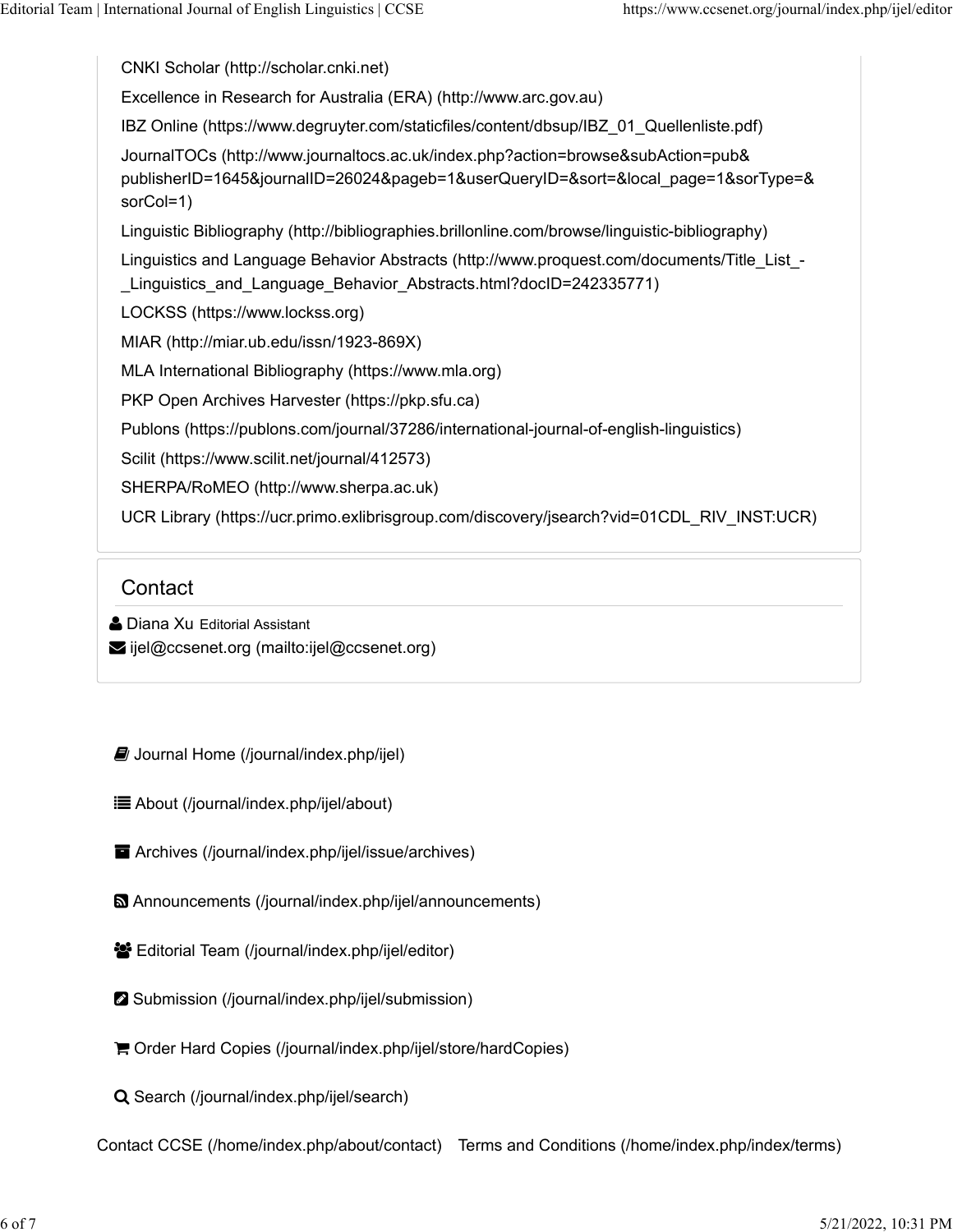CNKI Scholar (http://scholar.cnki.net)

Excellence in Research for Australia (ERA) (http://www.arc.gov.au)

IBZ Online (https://www.degruyter.com/staticfiles/content/dbsup/IBZ_01_Quellenliste.pdf)

JournalTOCs (http://www.journaltocs.ac.uk/index.php?action=browse&subAction=pub&publisherID=1645&journalID=26024&pageb=1&userQueryID=&sort=&local_page=1&sorType=&sorCol=1)

Linguistic Bibliography (http://bibliographies.brillonline.com/browse/linguistic-bibliography)

Linguistics and Language Behavior Abstracts (http://www.proquest.com/documents/Title_List_-_Linguistics_and_Language_Behavior_Abstracts.html?docID=242335771)

LOCKSS (https://www.lockss.org)

MIAR (http://miar.ub.edu/issn/1923-869X)

MLA International Bibliography (https://www.mla.org)

PKP Open Archives Harvester (https://pkp.sfu.ca)

Publons (https://publons.com/journal/37286/international-journal-of-english-linguistics)

Scilit (https://www.scilit.net/journal/412573)

SHERPA/RoMEO (http://www.sherpa.ac.uk)

UCR Library (https://ucr.primo.exlibrisgroup.com/discovery/jsearch?vid=01CDL_RIV_INST:UCR)

## Contact

Diana Xu Editorial Assistant

ijel@ccsenet.org (mailto:ijel@ccsenet.org)

- Journal Home (/journal/index.php/ijel)
- About (/journal/index.php/ijel/about)
- Archives (/journal/index.php/ijel/issue/archives)
- Announcements (/journal/index.php/ijel/announcements)
- Editorial Team (/journal/index.php/ijel/editor)
- Submission (/journal/index.php/ijel/submission)
- Order Hard Copies (/journal/index.php/ijel/store/hardCopies)
- Search (/journal/index.php/ijel/search)

Contact CCSE (/home/index.php/about/contact) Terms and Conditions (/home/index.php/index/terms)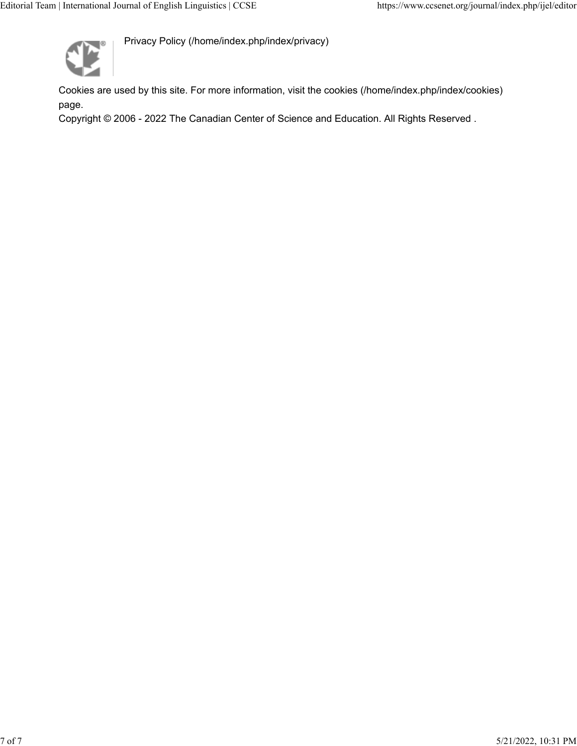Privacy Policy (/home/index.php/index/privacy)

Cookies are used by this site. For more information, visit the cookies (/home/index.php/index/cookies) page.

Copyright © 2006 - 2022 The Canadian Center of Science and Education. All Rights Reserved .